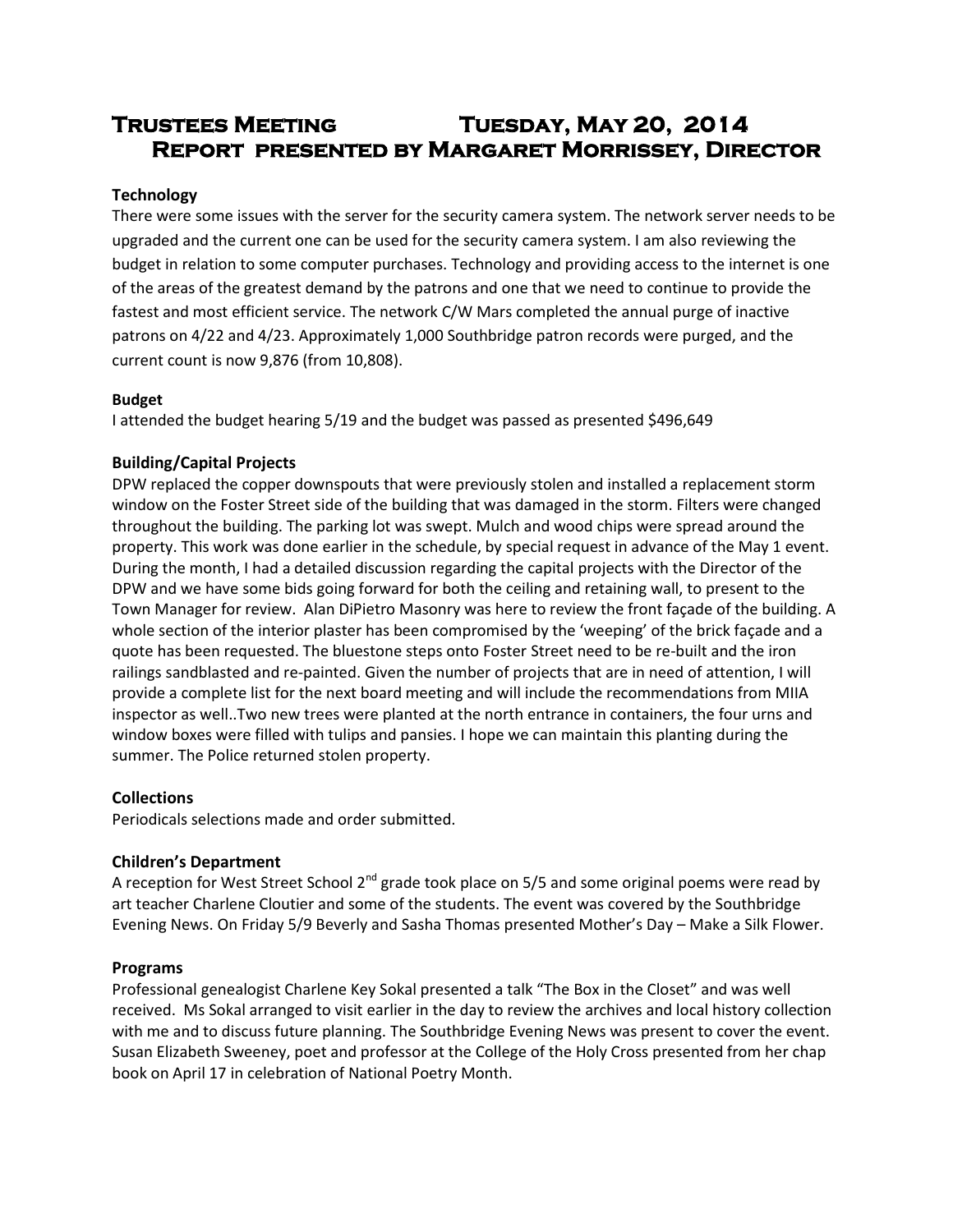# Trustees Meeting Tuesday, May 20, 2014
## Report presented by Margaret Morrissey, Director

**Technology**

There were some issues with the server for the security camera system. The network server needs to be upgraded and the current one can be used for the security camera system. I am also reviewing the budget in relation to some computer purchases. Technology and providing access to the internet is one of the areas of the greatest demand by the patrons and one that we need to continue to provide the fastest and most efficient service. The network C/W Mars completed the annual purge of inactive patrons on 4/22 and 4/23. Approximately 1,000 Southbridge patron records were purged, and the current count is now 9,876 (from 10,808).

**Budget**

I attended the budget hearing 5/19 and the budget was passed as presented $496,649

**Building/Capital Projects**

DPW replaced the copper downspouts that were previously stolen and installed a replacement storm window on the Foster Street side of the building that was damaged in the storm. Filters were changed throughout the building. The parking lot was swept. Mulch and wood chips were spread around the property. This work was done earlier in the schedule, by special request in advance of the May 1 event. During the month, I had a detailed discussion regarding the capital projects with the Director of the DPW and we have some bids going forward for both the ceiling and retaining wall, to present to the Town Manager for review. Alan DiPietro Masonry was here to review the front façade of the building. A whole section of the interior plaster has been compromised by the 'weeping' of the brick façade and a quote has been requested. The bluestone steps onto Foster Street need to be re-built and the iron railings sandblasted and re-painted. Given the number of projects that are in need of attention, I will provide a complete list for the next board meeting and will include the recommendations from MIIA inspector as well..Two new trees were planted at the north entrance in containers, the four urns and window boxes were filled with tulips and pansies. I hope we can maintain this planting during the summer. The Police returned stolen property.

**Collections**

Periodicals selections made and order submitted.

**Children's Department**

A reception for West Street School 2nd grade took place on 5/5 and some original poems were read by art teacher Charlene Cloutier and some of the students. The event was covered by the Southbridge Evening News. On Friday 5/9 Beverly and Sasha Thomas presented Mother's Day – Make a Silk Flower.

**Programs**

Professional genealogist Charlene Key Sokal presented a talk "The Box in the Closet" and was well received. Ms Sokal arranged to visit earlier in the day to review the archives and local history collection with me and to discuss future planning. The Southbridge Evening News was present to cover the event. Susan Elizabeth Sweeney, poet and professor at the College of the Holy Cross presented from her chap book on April 17 in celebration of National Poetry Month.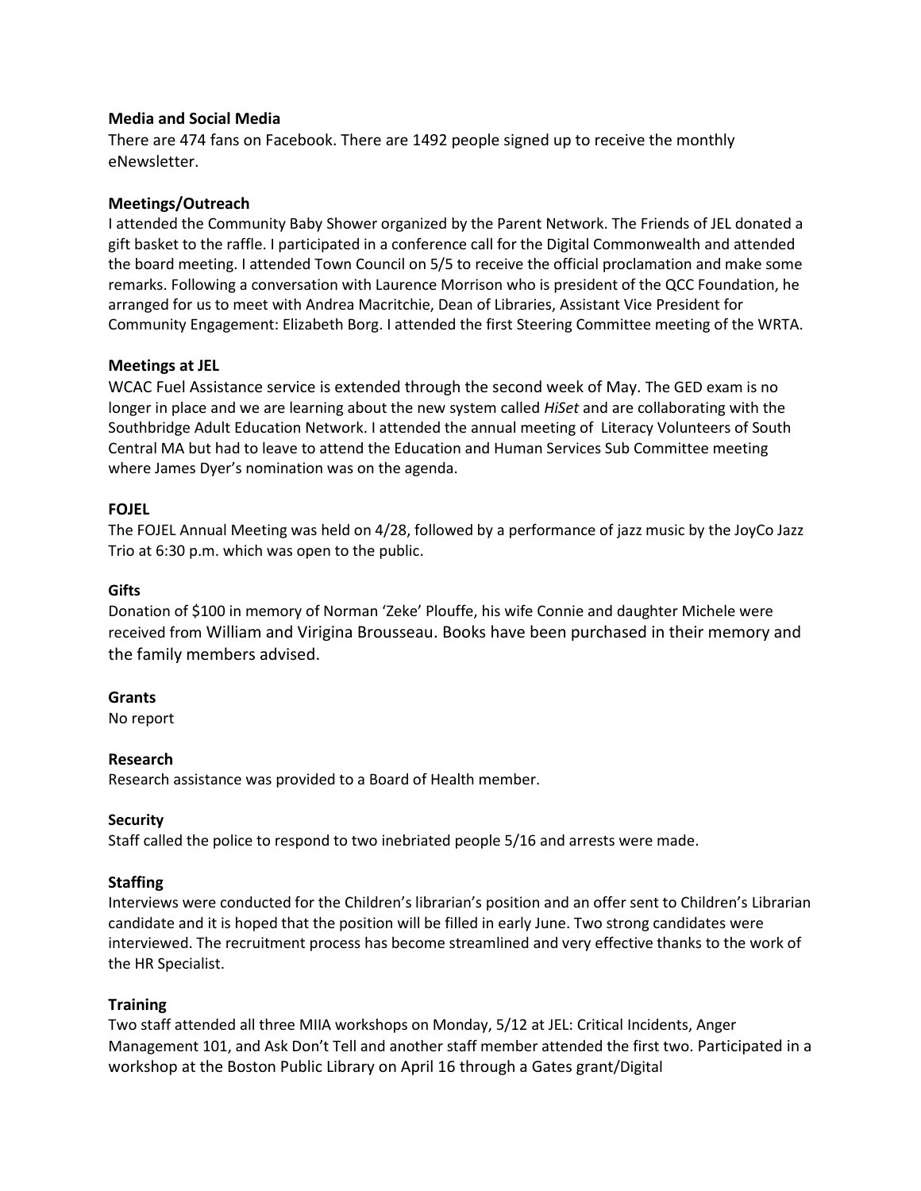**Media and Social Media**
There are 474 fans on Facebook. There are 1492 people signed up to receive the monthly eNewsletter.

**Meetings/Outreach**
I attended the Community Baby Shower organized by the Parent Network. The Friends of JEL donated a gift basket to the raffle. I participated in a conference call for the Digital Commonwealth and attended the board meeting. I attended Town Council on 5/5 to receive the official proclamation and make some remarks. Following a conversation with Laurence Morrison who is president of the QCC Foundation, he arranged for us to meet with Andrea Macritchie, Dean of Libraries, Assistant Vice President for Community Engagement: Elizabeth Borg. I attended the first Steering Committee meeting of the WRTA.

**Meetings at JEL**
WCAC Fuel Assistance service is extended through the second week of May. The GED exam is no longer in place and we are learning about the new system called *HiSet* and are collaborating with the Southbridge Adult Education Network. I attended the annual meeting of Literacy Volunteers of South Central MA but had to leave to attend the Education and Human Services Sub Committee meeting where James Dyer's nomination was on the agenda.

**FOJEL**
The FOJEL Annual Meeting was held on 4/28, followed by a performance of jazz music by the JoyCo Jazz Trio at 6:30 p.m. which was open to the public.

**Gifts**
Donation of $100 in memory of Norman 'Zeke' Plouffe, his wife Connie and daughter Michele were received from William and Virigina Brousseau. Books have been purchased in their memory and the family members advised.

**Grants**
No report

**Research**
Research assistance was provided to a Board of Health member.

**Security**
Staff called the police to respond to two inebriated people 5/16 and arrests were made.

**Staffing**
Interviews were conducted for the Children's librarian's position and an offer sent to Children's Librarian candidate and it is hoped that the position will be filled in early June. Two strong candidates were interviewed. The recruitment process has become streamlined and very effective thanks to the work of the HR Specialist.

**Training**
Two staff attended all three MIIA workshops on Monday, 5/12 at JEL: Critical Incidents, Anger Management 101, and Ask Don't Tell and another staff member attended the first two. Participated in a workshop at the Boston Public Library on April 16 through a Gates grant/Digital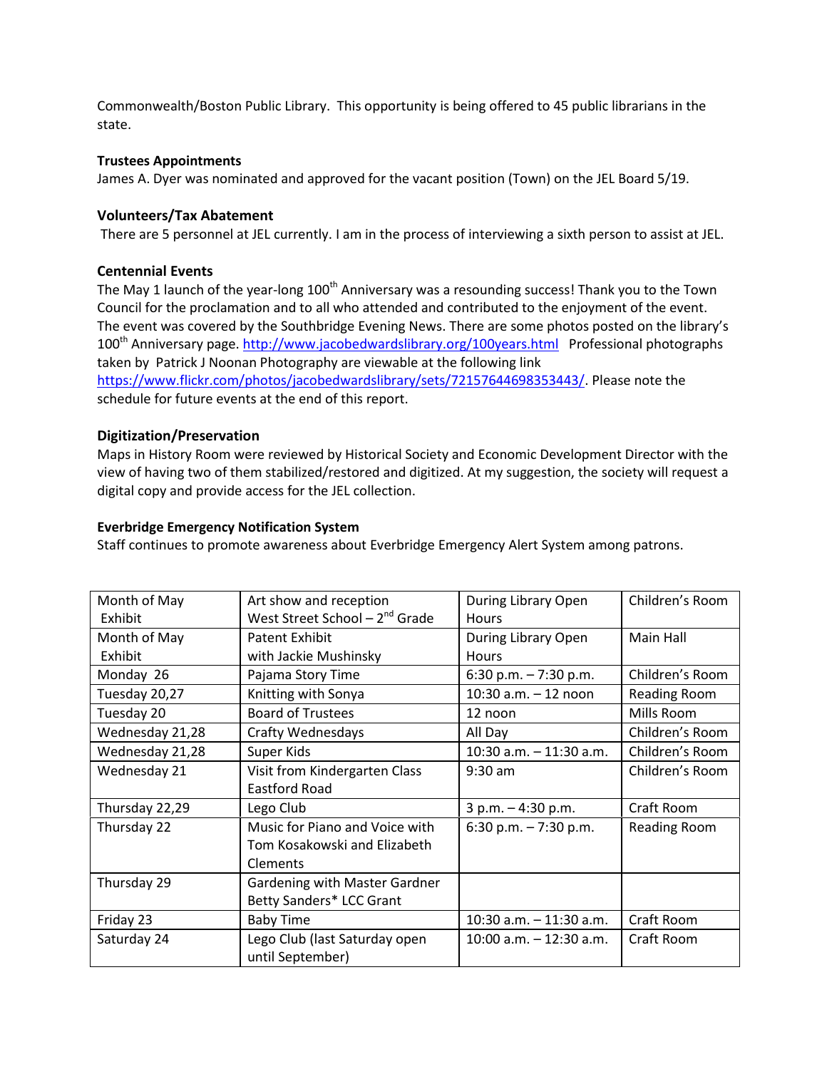Commonwealth/Boston Public Library. This opportunity is being offered to 45 public librarians in the state.

**Trustees Appointments**

James A. Dyer was nominated and approved for the vacant position (Town) on the JEL Board 5/19.

**Volunteers/Tax Abatement**

There are 5 personnel at JEL currently. I am in the process of interviewing a sixth person to assist at JEL.

**Centennial Events**

The May 1 launch of the year-long 100th Anniversary was a resounding success! Thank you to the Town Council for the proclamation and to all who attended and contributed to the enjoyment of the event. The event was covered by the Southbridge Evening News. There are some photos posted on the library's 100th Anniversary page. http://www.jacobedwardslibrary.org/100years.html Professional photographs taken by Patrick J Noonan Photography are viewable at the following link https://www.flickr.com/photos/jacobedwardslibrary/sets/72157644698353443/. Please note the schedule for future events at the end of this report.

**Digitization/Preservation**

Maps in History Room were reviewed by Historical Society and Economic Development Director with the view of having two of them stabilized/restored and digitized. At my suggestion, the society will request a digital copy and provide access for the JEL collection.

**Everbridge Emergency Notification System**

Staff continues to promote awareness about Everbridge Emergency Alert System among patrons.

| | | | |
|---|---|---|---|
| Month of May Exhibit | Art show and reception West Street School – 2nd Grade | During Library Open Hours | Children's Room |
| Month of May Exhibit | Patent Exhibit with Jackie Mushinsky | During Library Open Hours | Main Hall |
| Monday 26 | Pajama Story Time | 6:30 p.m. – 7:30 p.m. | Children's Room |
| Tuesday 20,27 | Knitting with Sonya | 10:30 a.m. – 12 noon | Reading Room |
| Tuesday 20 | Board of Trustees | 12 noon | Mills Room |
| Wednesday 21,28 | Crafty Wednesdays | All Day | Children's Room |
| Wednesday 21,28 | Super Kids | 10:30 a.m. – 11:30 a.m. | Children's Room |
| Wednesday 21 | Visit from Kindergarten Class Eastford Road | 9:30 am | Children's Room |
| Thursday 22,29 | Lego Club | 3 p.m. – 4:30 p.m. | Craft Room |
| Thursday 22 | Music for Piano and Voice with Tom Kosakowski and Elizabeth Clements | 6:30 p.m. – 7:30 p.m. | Reading Room |
| Thursday 29 | Gardening with Master Gardner Betty Sanders* LCC Grant | | |
| Friday 23 | Baby Time | 10:30 a.m. – 11:30 a.m. | Craft Room |
| Saturday 24 | Lego Club (last Saturday open until September) | 10:00 a.m. – 12:30 a.m. | Craft Room |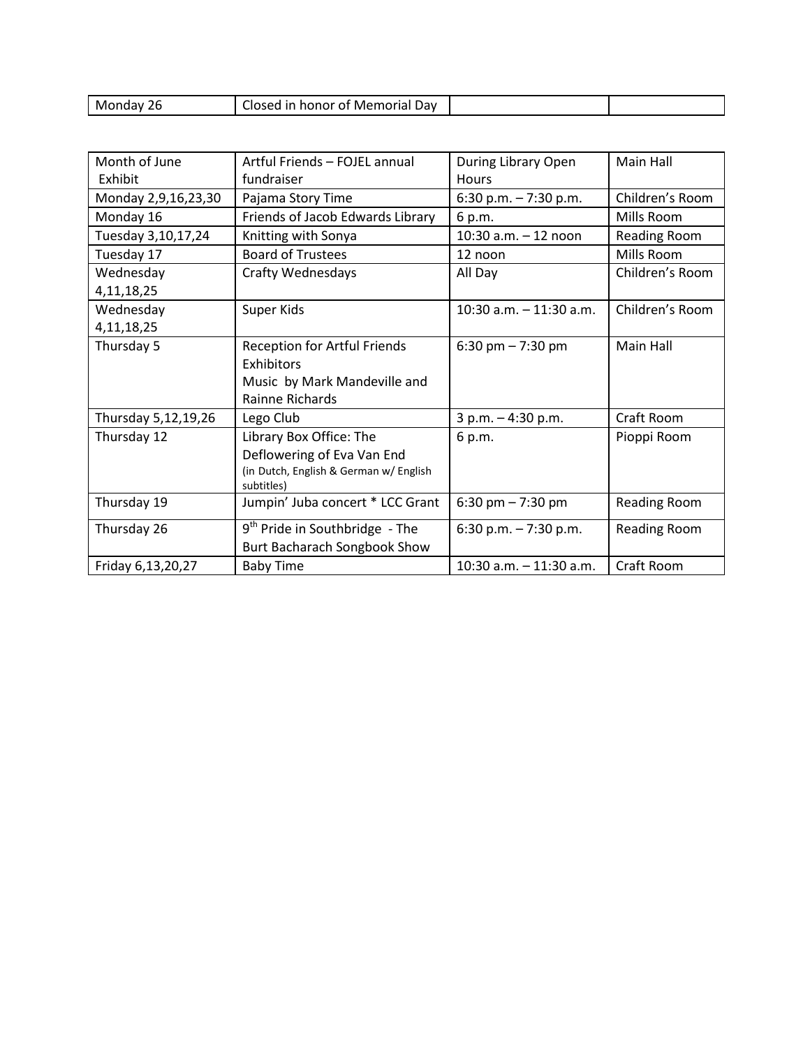| | | | |
|---|---|---|---|
| Monday 26 | Closed in honor of Memorial Day | | |

| | | | |
|---|---|---|---|
| Month of June Exhibit | Artful Friends – FOJEL annual fundraiser | During Library Open Hours | Main Hall |
| Monday 2,9,16,23,30 | Pajama Story Time | 6:30 p.m. – 7:30 p.m. | Children's Room |
| Monday 16 | Friends of Jacob Edwards Library | 6 p.m. | Mills Room |
| Tuesday 3,10,17,24 | Knitting with Sonya | 10:30 a.m. – 12 noon | Reading Room |
| Tuesday 17 | Board of Trustees | 12 noon | Mills Room |
| Wednesday 4,11,18,25 | Crafty Wednesdays | All Day | Children's Room |
| Wednesday 4,11,18,25 | Super Kids | 10:30 a.m. – 11:30 a.m. | Children's Room |
| Thursday 5 | Reception for Artful Friends Exhibitors Music by Mark Mandeville and Rainne Richards | 6:30 pm – 7:30 pm | Main Hall |
| Thursday 5,12,19,26 | Lego Club | 3 p.m. – 4:30 p.m. | Craft Room |
| Thursday 12 | Library Box Office: The Deflowering of Eva Van End (in Dutch, English & German w/ English subtitles) | 6 p.m. | Pioppi Room |
| Thursday 19 | Jumpin' Juba concert * LCC Grant | 6:30 pm – 7:30 pm | Reading Room |
| Thursday 26 | 9th Pride in Southbridge - The Burt Bacharach Songbook Show | 6:30 p.m. – 7:30 p.m. | Reading Room |
| Friday 6,13,20,27 | Baby Time | 10:30 a.m. – 11:30 a.m. | Craft Room |